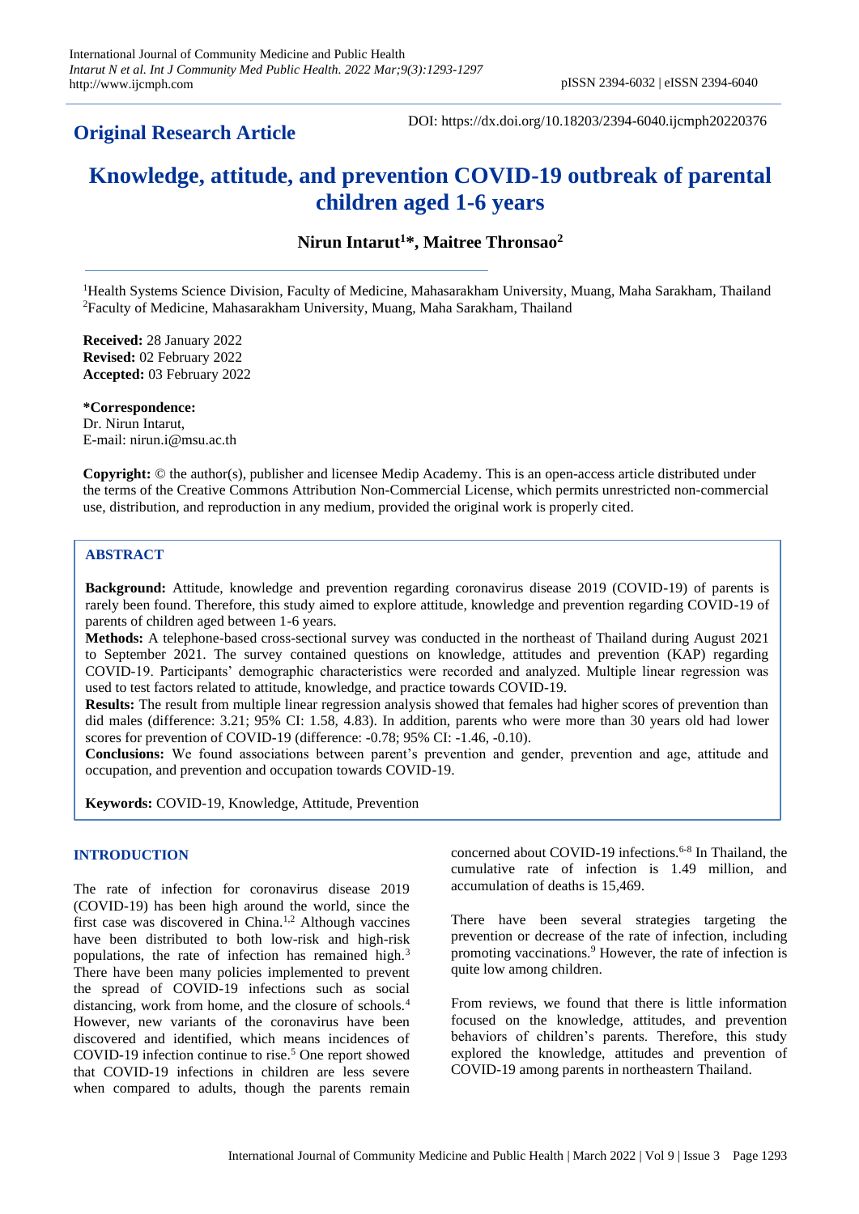**Original Research Article**

DOI: https://dx.doi.org/10.18203/2394-6040.ijcmph20220376

# Knowledge, attitude, and prevention COVID-19 outbreak of parental children aged 1-6 years

**Nirun Intarut[1]*, Maitree Thronsao[2]**

[1]Health Systems Science Division, Faculty of Medicine, Mahasarakham University, Muang, Maha Sarakham, Thailand
[2]Faculty of Medicine, Mahasarakham University, Muang, Maha Sarakham, Thailand

**Received:** 28 January 2022
**Revised:** 02 February 2022
**Accepted:** 03 February 2022

**\*Correspondence:**
Dr. Nirun Intarut,
E-mail: nirun.i@msu.ac.th

**Copyright:** © the author(s), publisher and licensee Medip Academy. This is an open-access article distributed under the terms of the Creative Commons Attribution Non-Commercial License, which permits unrestricted non-commercial use, distribution, and reproduction in any medium, provided the original work is properly cited.

## ABSTRACT

**Background:** Attitude, knowledge and prevention regarding coronavirus disease 2019 (COVID-19) of parents is rarely been found. Therefore, this study aimed to explore attitude, knowledge and prevention regarding COVID-19 of parents of children aged between 1-6 years.

**Methods:** A telephone-based cross-sectional survey was conducted in the northeast of Thailand during August 2021 to September 2021. The survey contained questions on knowledge, attitudes and prevention (KAP) regarding COVID-19. Participants' demographic characteristics were recorded and analyzed. Multiple linear regression was used to test factors related to attitude, knowledge, and practice towards COVID-19.

**Results:** The result from multiple linear regression analysis showed that females had higher scores of prevention than did males (difference: 3.21; 95% CI: 1.58, 4.83). In addition, parents who were more than 30 years old had lower scores for prevention of COVID-19 (difference: -0.78; 95% CI: -1.46, -0.10).

**Conclusions:** We found associations between parent's prevention and gender, prevention and age, attitude and occupation, and prevention and occupation towards COVID-19.

**Keywords:** COVID-19, Knowledge, Attitude, Prevention

## INTRODUCTION

The rate of infection for coronavirus disease 2019 (COVID-19) has been high around the world, since the first case was discovered in China.[1,2] Although vaccines have been distributed to both low-risk and high-risk populations, the rate of infection has remained high.[3] There have been many policies implemented to prevent the spread of COVID-19 infections such as social distancing, work from home, and the closure of schools.[4] However, new variants of the coronavirus have been discovered and identified, which means incidences of COVID-19 infection continue to rise.[5] One report showed that COVID-19 infections in children are less severe when compared to adults, though the parents remain concerned about COVID-19 infections.[6-8] In Thailand, the cumulative rate of infection is 1.49 million, and accumulation of deaths is 15,469.

There have been several strategies targeting the prevention or decrease of the rate of infection, including promoting vaccinations.[9] However, the rate of infection is quite low among children.

From reviews, we found that there is little information focused on the knowledge, attitudes, and prevention behaviors of children's parents. Therefore, this study explored the knowledge, attitudes and prevention of COVID-19 among parents in northeastern Thailand.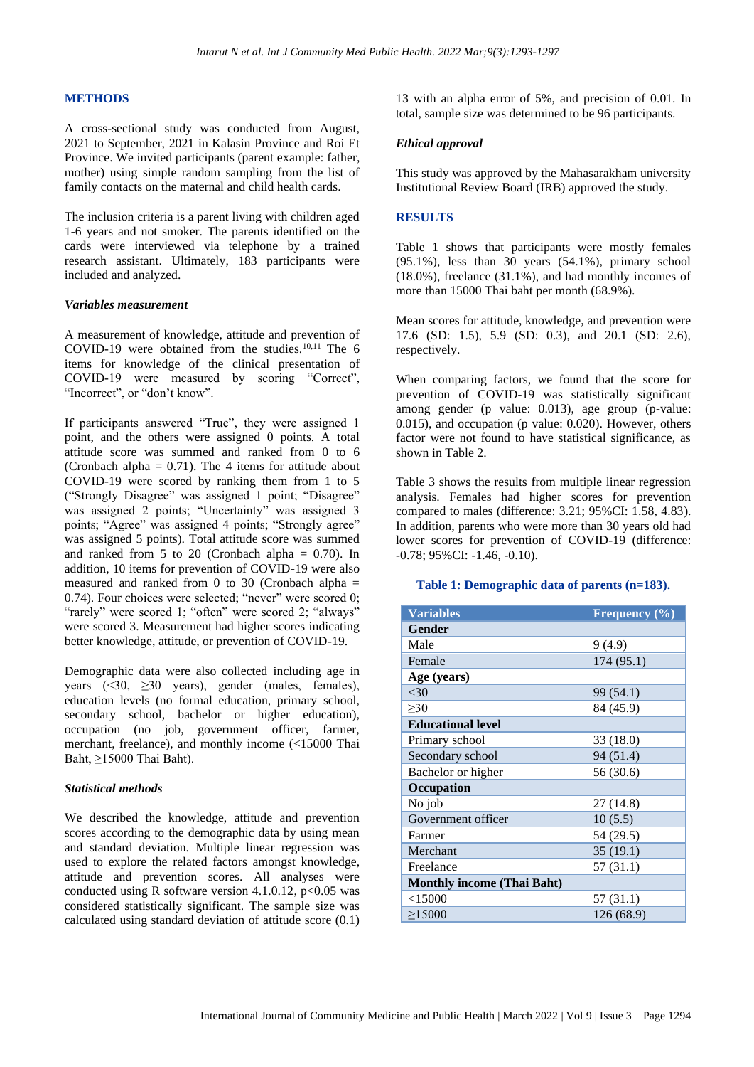## METHODS

A cross-sectional study was conducted from August, 2021 to September, 2021 in Kalasin Province and Roi Et Province. We invited participants (parent example: father, mother) using simple random sampling from the list of family contacts on the maternal and child health cards.

The inclusion criteria is a parent living with children aged 1-6 years and not smoker. The parents identified on the cards were interviewed via telephone by a trained research assistant. Ultimately, 183 participants were included and analyzed.

### *Variables measurement*

A measurement of knowledge, attitude and prevention of COVID-19 were obtained from the studies.[10,11] The 6 items for knowledge of the clinical presentation of COVID-19 were measured by scoring "Correct", "Incorrect", or "don't know".

If participants answered "True", they were assigned 1 point, and the others were assigned 0 points. A total attitude score was summed and ranked from 0 to 6 (Cronbach alpha = 0.71). The 4 items for attitude about COVID-19 were scored by ranking them from 1 to 5 ("Strongly Disagree" was assigned 1 point; "Disagree" was assigned 2 points; "Uncertainty" was assigned 3 points; "Agree" was assigned 4 points; "Strongly agree" was assigned 5 points). Total attitude score was summed and ranked from 5 to 20 (Cronbach alpha = 0.70). In addition, 10 items for prevention of COVID-19 were also measured and ranked from 0 to 30 (Cronbach alpha = 0.74). Four choices were selected; "never" were scored 0; "rarely" were scored 1; "often" were scored 2; "always" were scored 3. Measurement had higher scores indicating better knowledge, attitude, or prevention of COVID-19.

Demographic data were also collected including age in years (<30, ≥30 years), gender (males, females), education levels (no formal education, primary school, secondary school, bachelor or higher education), occupation (no job, government officer, farmer, merchant, freelance), and monthly income (<15000 Thai Baht, ≥15000 Thai Baht).

### *Statistical methods*

We described the knowledge, attitude and prevention scores according to the demographic data by using mean and standard deviation. Multiple linear regression was used to explore the related factors amongst knowledge, attitude and prevention scores. All analyses were conducted using R software version 4.1.0.12, $p<0.05$ was considered statistically significant. The sample size was calculated using standard deviation of attitude score (0.1) 13 with an alpha error of 5%, and precision of 0.01. In total, sample size was determined to be 96 participants.

### *Ethical approval*

This study was approved by the Mahasarakham university Institutional Review Board (IRB) approved the study.

## RESULTS

Table 1 shows that participants were mostly females (95.1%), less than 30 years (54.1%), primary school (18.0%), freelance (31.1%), and had monthly incomes of more than 15000 Thai baht per month (68.9%).

Mean scores for attitude, knowledge, and prevention were 17.6 (SD: 1.5), 5.9 (SD: 0.3), and 20.1 (SD: 2.6), respectively.

When comparing factors, we found that the score for prevention of COVID-19 was statistically significant among gender (p value: 0.013), age group (p-value: 0.015), and occupation (p value: 0.020). However, others factor were not found to have statistical significance, as shown in Table 2.

Table 3 shows the results from multiple linear regression analysis. Females had higher scores for prevention compared to males (difference: 3.21; 95%CI: 1.58, 4.83). In addition, parents who were more than 30 years old had lower scores for prevention of COVID-19 (difference: -0.78; 95%CI: -1.46, -0.10).

**Table 1: Demographic data of parents (n=183).**

| Variables | Frequency (%) |
|---|---|
| **Gender** | |
| Male | 9 (4.9) |
| Female | 174 (95.1) |
| **Age (years)** | |
| <30 | 99 (54.1) |
| ≥30 | 84 (45.9) |
| **Educational level** | |
| Primary school | 33 (18.0) |
| Secondary school | 94 (51.4) |
| Bachelor or higher | 56 (30.6) |
| **Occupation** | |
| No job | 27 (14.8) |
| Government officer | 10 (5.5) |
| Farmer | 54 (29.5) |
| Merchant | 35 (19.1) |
| Freelance | 57 (31.1) |
| **Monthly income (Thai Baht)** | |
| <15000 | 57 (31.1) |
| ≥15000 | 126 (68.9) |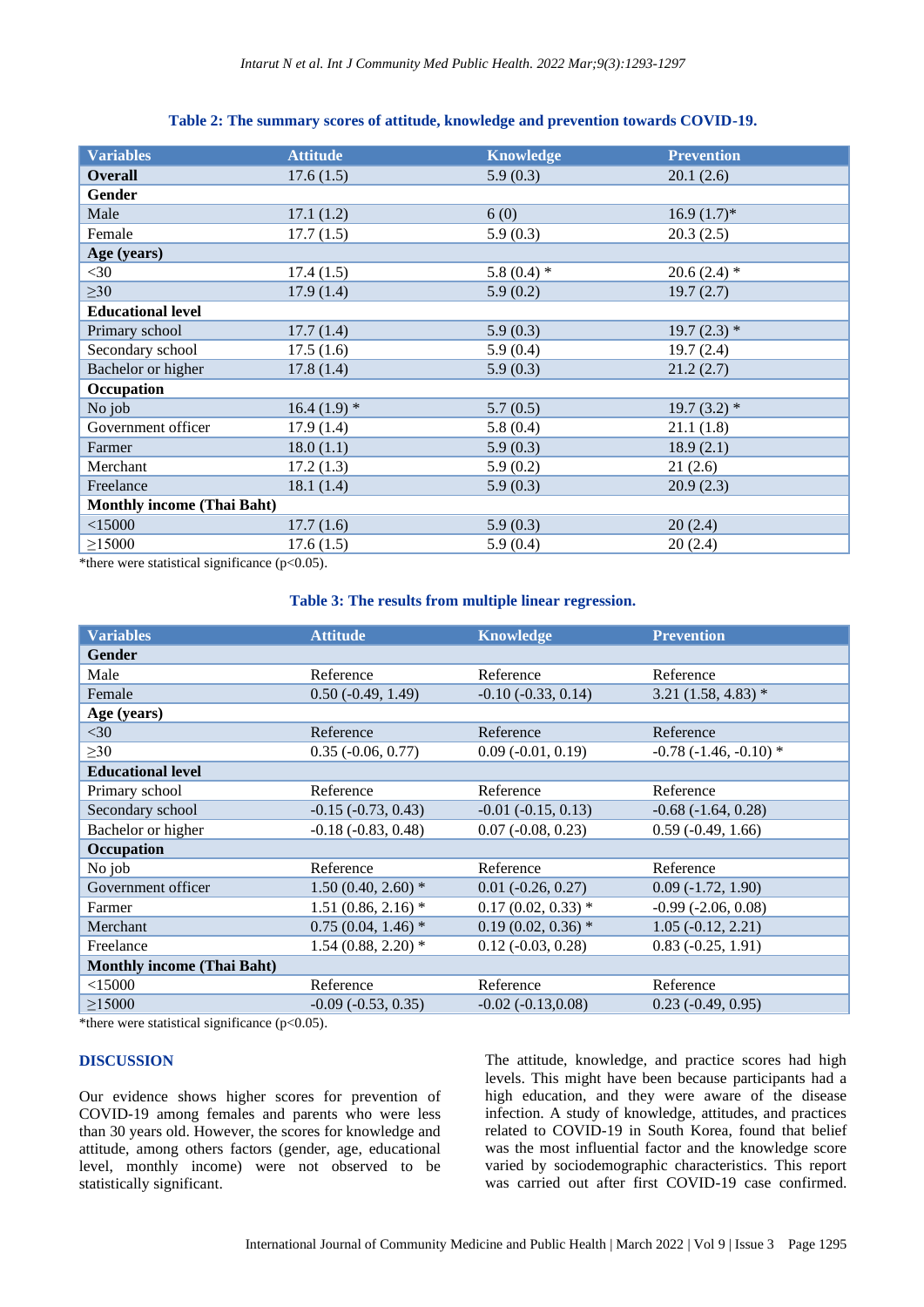**Table 2: The summary scores of attitude, knowledge and prevention towards COVID-19.**

| Variables | Attitude | Knowledge | Prevention |
|---|---|---|---|
| **Overall** | 17.6 (1.5) | 5.9 (0.3) | 20.1 (2.6) |
| **Gender** | | | |
| Male | 17.1 (1.2) | 6 (0) | 16.9 (1.7)* |
| Female | 17.7 (1.5) | 5.9 (0.3) | 20.3 (2.5) |
| **Age (years)** | | | |
| <30 | 17.4 (1.5) | 5.8 (0.4) * | 20.6 (2.4) * |
| ≥30 | 17.9 (1.4) | 5.9 (0.2) | 19.7 (2.7) |
| **Educational level** | | | |
| Primary school | 17.7 (1.4) | 5.9 (0.3) | 19.7 (2.3) * |
| Secondary school | 17.5 (1.6) | 5.9 (0.4) | 19.7 (2.4) |
| Bachelor or higher | 17.8 (1.4) | 5.9 (0.3) | 21.2 (2.7) |
| **Occupation** | | | |
| No job | 16.4 (1.9) * | 5.7 (0.5) | 19.7 (3.2) * |
| Government officer | 17.9 (1.4) | 5.8 (0.4) | 21.1 (1.8) |
| Farmer | 18.0 (1.1) | 5.9 (0.3) | 18.9 (2.1) |
| Merchant | 17.2 (1.3) | 5.9 (0.2) | 21 (2.6) |
| Freelance | 18.1 (1.4) | 5.9 (0.3) | 20.9 (2.3) |
| **Monthly income (Thai Baht)** | | | |
| <15000 | 17.7 (1.6) | 5.9 (0.3) | 20 (2.4) |
| ≥15000 | 17.6 (1.5) | 5.9 (0.4) | 20 (2.4) |

*there were statistical significance ($p<0.05$).

**Table 3: The results from multiple linear regression.**

| Variables | Attitude | Knowledge | Prevention |
|---|---|---|---|
| **Gender** | | | |
| Male | Reference | Reference | Reference |
| Female | 0.50 (-0.49, 1.49) | -0.10 (-0.33, 0.14) | 3.21 (1.58, 4.83) * |
| **Age (years)** | | | |
| <30 | Reference | Reference | Reference |
| ≥30 | 0.35 (-0.06, 0.77) | 0.09 (-0.01, 0.19) | -0.78 (-1.46, -0.10) * |
| **Educational level** | | | |
| Primary school | Reference | Reference | Reference |
| Secondary school | -0.15 (-0.73, 0.43) | -0.01 (-0.15, 0.13) | -0.68 (-1.64, 0.28) |
| Bachelor or higher | -0.18 (-0.83, 0.48) | 0.07 (-0.08, 0.23) | 0.59 (-0.49, 1.66) |
| **Occupation** | | | |
| No job | Reference | Reference | Reference |
| Government officer | 1.50 (0.40, 2.60) * | 0.01 (-0.26, 0.27) | 0.09 (-1.72, 1.90) |
| Farmer | 1.51 (0.86, 2.16) * | 0.17 (0.02, 0.33) * | -0.99 (-2.06, 0.08) |
| Merchant | 0.75 (0.04, 1.46) * | 0.19 (0.02, 0.36) * | 1.05 (-0.12, 2.21) |
| Freelance | 1.54 (0.88, 2.20) * | 0.12 (-0.03, 0.28) | 0.83 (-0.25, 1.91) |
| **Monthly income (Thai Baht)** | | | |
| <15000 | Reference | Reference | Reference |
| ≥15000 | -0.09 (-0.53, 0.35) | -0.02 (-0.13,0.08) | 0.23 (-0.49, 0.95) |

*there were statistical significance ($p<0.05$).

## DISCUSSION

Our evidence shows higher scores for prevention of COVID-19 among females and parents who were less than 30 years old. However, the scores for knowledge and attitude, among others factors (gender, age, educational level, monthly income) were not observed to be statistically significant.

The attitude, knowledge, and practice scores had high levels. This might have been because participants had a high education, and they were aware of the disease infection. A study of knowledge, attitudes, and practices related to COVID-19 in South Korea, found that belief was the most influential factor and the knowledge score varied by sociodemographic characteristics. This report was carried out after first COVID-19 case confirmed.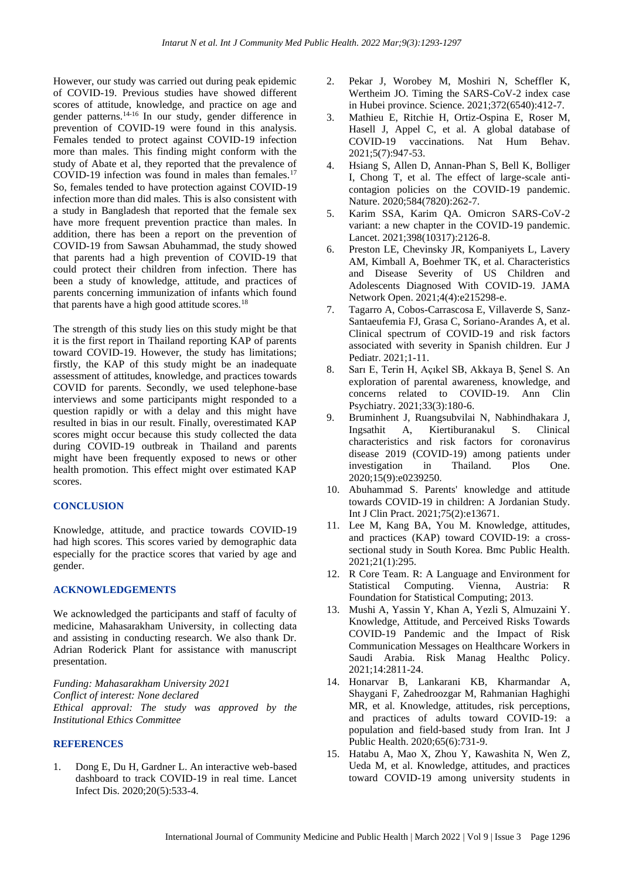However, our study was carried out during peak epidemic of COVID-19. Previous studies have showed different scores of attitude, knowledge, and practice on age and gender patterns.[14-16] In our study, gender difference in prevention of COVID-19 were found in this analysis. Females tended to protect against COVID-19 infection more than males. This finding might conform with the study of Abate et al, they reported that the prevalence of COVID-19 infection was found in males than females.[17] So, females tended to have protection against COVID-19 infection more than did males. This is also consistent with a study in Bangladesh that reported that the female sex have more frequent prevention practice than males. In addition, there has been a report on the prevention of COVID-19 from Sawsan Abuhammad, the study showed that parents had a high prevention of COVID-19 that could protect their children from infection. There has been a study of knowledge, attitude, and practices of parents concerning immunization of infants which found that parents have a high good attitude scores.[18]

The strength of this study lies on this study might be that it is the first report in Thailand reporting KAP of parents toward COVID-19. However, the study has limitations; firstly, the KAP of this study might be an inadequate assessment of attitudes, knowledge, and practices towards COVID for parents. Secondly, we used telephone-base interviews and some participants might responded to a question rapidly or with a delay and this might have resulted in bias in our result. Finally, overestimated KAP scores might occur because this study collected the data during COVID-19 outbreak in Thailand and parents might have been frequently exposed to news or other health promotion. This effect might over estimated KAP scores.

## CONCLUSION

Knowledge, attitude, and practice towards COVID-19 had high scores. This scores varied by demographic data especially for the practice scores that varied by age and gender.

## ACKNOWLEDGEMENTS

We acknowledged the participants and staff of faculty of medicine, Mahasarakham University, in collecting data and assisting in conducting research. We also thank Dr. Adrian Roderick Plant for assistance with manuscript presentation.

*Funding: Mahasarakham University 2021*
*Conflict of interest: None declared*
*Ethical approval: The study was approved by the Institutional Ethics Committee*

## REFERENCES

1. Dong E, Du H, Gardner L. An interactive web-based dashboard to track COVID-19 in real time. Lancet Infect Dis. 2020;20(5):533-4.
2. Pekar J, Worobey M, Moshiri N, Scheffler K, Wertheim JO. Timing the SARS-CoV-2 index case in Hubei province. Science. 2021;372(6540):412-7.
3. Mathieu E, Ritchie H, Ortiz-Ospina E, Roser M, Hasell J, Appel C, et al. A global database of COVID-19 vaccinations. Nat Hum Behav. 2021;5(7):947-53.
4. Hsiang S, Allen D, Annan-Phan S, Bell K, Bolliger I, Chong T, et al. The effect of large-scale anti-contagion policies on the COVID-19 pandemic. Nature. 2020;584(7820):262-7.
5. Karim SSA, Karim QA. Omicron SARS-CoV-2 variant: a new chapter in the COVID-19 pandemic. Lancet. 2021;398(10317):2126-8.
6. Preston LE, Chevinsky JR, Kompaniyets L, Lavery AM, Kimball A, Boehmer TK, et al. Characteristics and Disease Severity of US Children and Adolescents Diagnosed With COVID-19. JAMA Network Open. 2021;4(4):e215298-e.
7. Tagarro A, Cobos-Carrascosa E, Villaverde S, Sanz-Santaeufemia FJ, Grasa C, Soriano-Arandes A, et al. Clinical spectrum of COVID-19 and risk factors associated with severity in Spanish children. Eur J Pediatr. 2021;1-11.
8. Sarı E, Terin H, Açıkel SB, Akkaya B, Şenel S. An exploration of parental awareness, knowledge, and concerns related to COVID-19. Ann Clin Psychiatry. 2021;33(3):180-6.
9. Bruminhent J, Ruangsubvilai N, Nabhindhakara J, Ingsathit A, Kiertiburanakul S. Clinical characteristics and risk factors for coronavirus disease 2019 (COVID-19) among patients under investigation in Thailand. Plos One. 2020;15(9):e0239250.
10. Abuhammad S. Parents' knowledge and attitude towards COVID-19 in children: A Jordanian Study. Int J Clin Pract. 2021;75(2):e13671.
11. Lee M, Kang BA, You M. Knowledge, attitudes, and practices (KAP) toward COVID-19: a cross-sectional study in South Korea. Bmc Public Health. 2021;21(1):295.
12. R Core Team. R: A Language and Environment for Statistical Computing. Vienna, Austria: R Foundation for Statistical Computing; 2013.
13. Mushi A, Yassin Y, Khan A, Yezli S, Almuzaini Y. Knowledge, Attitude, and Perceived Risks Towards COVID-19 Pandemic and the Impact of Risk Communication Messages on Healthcare Workers in Saudi Arabia. Risk Manag Healthc Policy. 2021;14:2811-24.
14. Honarvar B, Lankarani KB, Kharmandar A, Shaygani F, Zahedroozgar M, Rahmanian Haghighi MR, et al. Knowledge, attitudes, risk perceptions, and practices of adults toward COVID-19: a population and field-based study from Iran. Int J Public Health. 2020;65(6):731-9.
15. Hatabu A, Mao X, Zhou Y, Kawashita N, Wen Z, Ueda M, et al. Knowledge, attitudes, and practices toward COVID-19 among university students in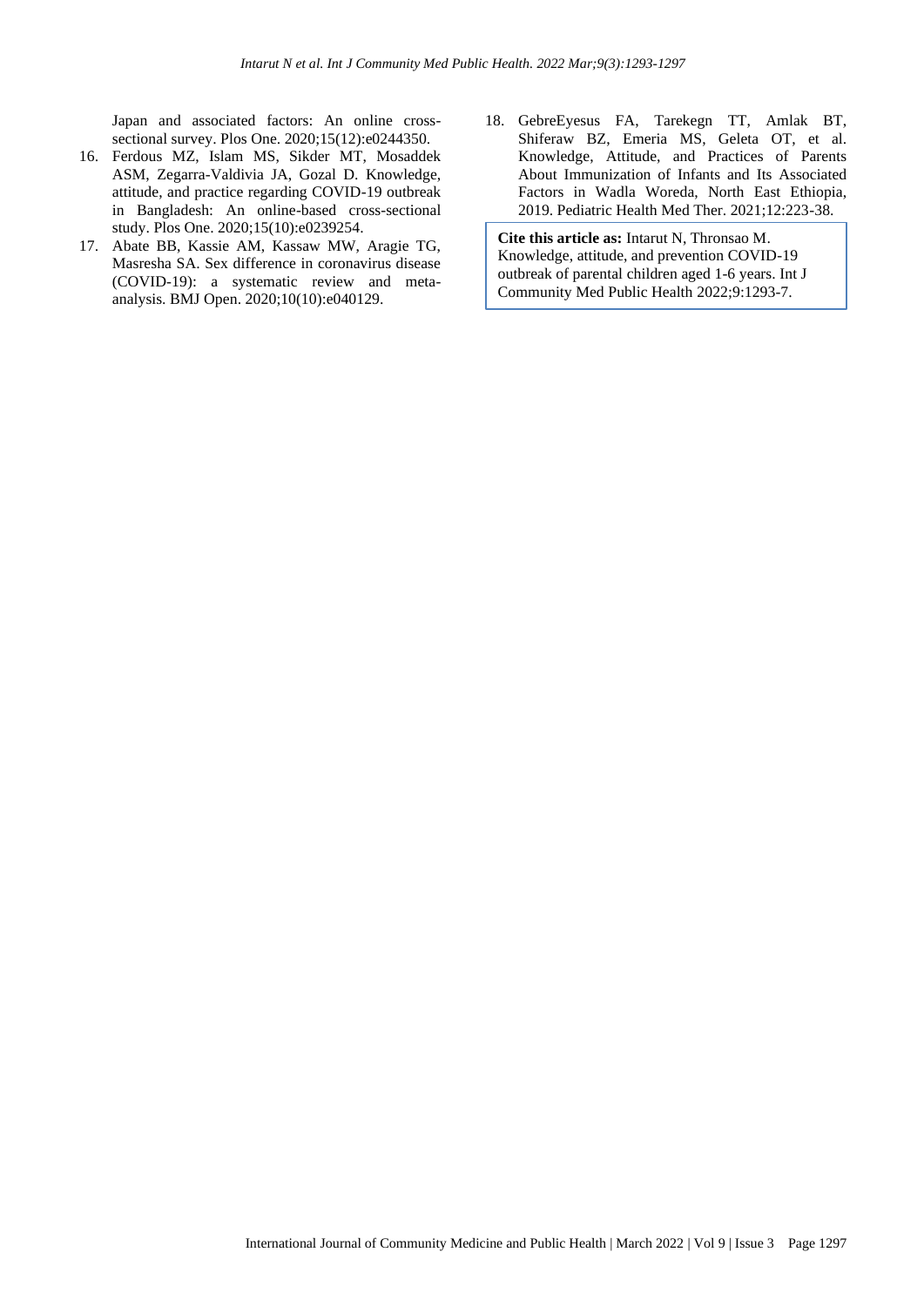Japan and associated factors: An online cross-sectional survey. Plos One. 2020;15(12):e0244350.

16. Ferdous MZ, Islam MS, Sikder MT, Mosaddek ASM, Zegarra-Valdivia JA, Gozal D. Knowledge, attitude, and practice regarding COVID-19 outbreak in Bangladesh: An online-based cross-sectional study. Plos One. 2020;15(10):e0239254.
17. Abate BB, Kassie AM, Kassaw MW, Aragie TG, Masresha SA. Sex difference in coronavirus disease (COVID-19): a systematic review and meta-analysis. BMJ Open. 2020;10(10):e040129.
18. GebreEyesus FA, Tarekegn TT, Amlak BT, Shiferaw BZ, Emeria MS, Geleta OT, et al. Knowledge, Attitude, and Practices of Parents About Immunization of Infants and Its Associated Factors in Wadla Woreda, North East Ethiopia, 2019. Pediatric Health Med Ther. 2021;12:223-38.

**Cite this article as:** Intarut N, Thronsao M. Knowledge, attitude, and prevention COVID-19 outbreak of parental children aged 1-6 years. Int J Community Med Public Health 2022;9:1293-7.